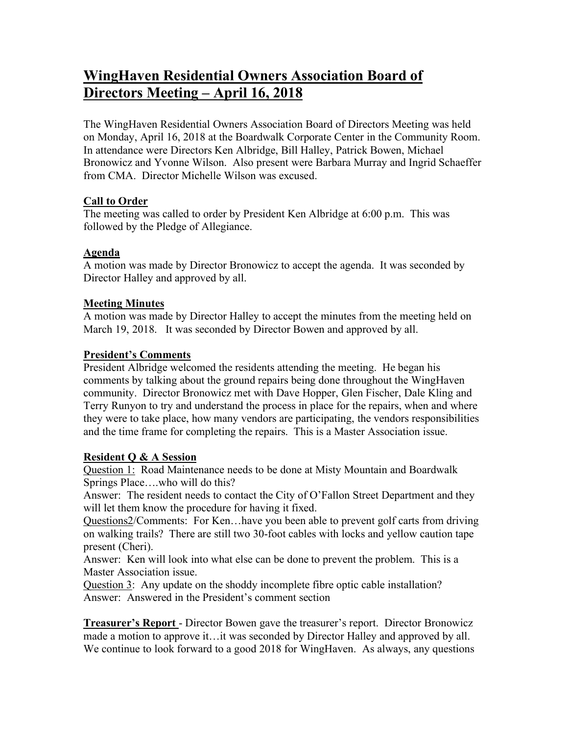# WingHaven Residential Owners Association Board of Directors Meeting – April 16, 2018

The WingHaven Residential Owners Association Board of Directors Meeting was held on Monday, April 16, 2018 at the Boardwalk Corporate Center in the Community Room. In attendance were Directors Ken Albridge, Bill Halley, Patrick Bowen, Michael Bronowicz and Yvonne Wilson. Also present were Barbara Murray and Ingrid Schaeffer from CMA. Director Michelle Wilson was excused.

## Call to Order

The meeting was called to order by President Ken Albridge at 6:00 p.m. This was followed by the Pledge of Allegiance.

## Agenda

A motion was made by Director Bronowicz to accept the agenda. It was seconded by Director Halley and approved by all.

## Meeting Minutes

A motion was made by Director Halley to accept the minutes from the meeting held on March 19, 2018. It was seconded by Director Bowen and approved by all.

## President's Comments

President Albridge welcomed the residents attending the meeting. He began his comments by talking about the ground repairs being done throughout the WingHaven community. Director Bronowicz met with Dave Hopper, Glen Fischer, Dale Kling and Terry Runyon to try and understand the process in place for the repairs, when and where they were to take place, how many vendors are participating, the vendors responsibilities and the time frame for completing the repairs. This is a Master Association issue.

## Resident Q & A Session

Question 1: Road Maintenance needs to be done at Misty Mountain and Boardwalk Springs Place….who will do this?

Answer: The resident needs to contact the City of O'Fallon Street Department and they will let them know the procedure for having it fixed.

Questions2/Comments: For Ken…have you been able to prevent golf carts from driving on walking trails? There are still two 30-foot cables with locks and yellow caution tape present (Cheri).

Answer: Ken will look into what else can be done to prevent the problem. This is a Master Association issue.

Question 3: Any update on the shoddy incomplete fibre optic cable installation?

Answer: Answered in the President's comment section

**Treasurer's Report** - Director Bowen gave the treasurer's report. Director Bronowicz made a motion to approve it…it was seconded by Director Halley and approved by all. We continue to look forward to a good 2018 for WingHaven. As always, any questions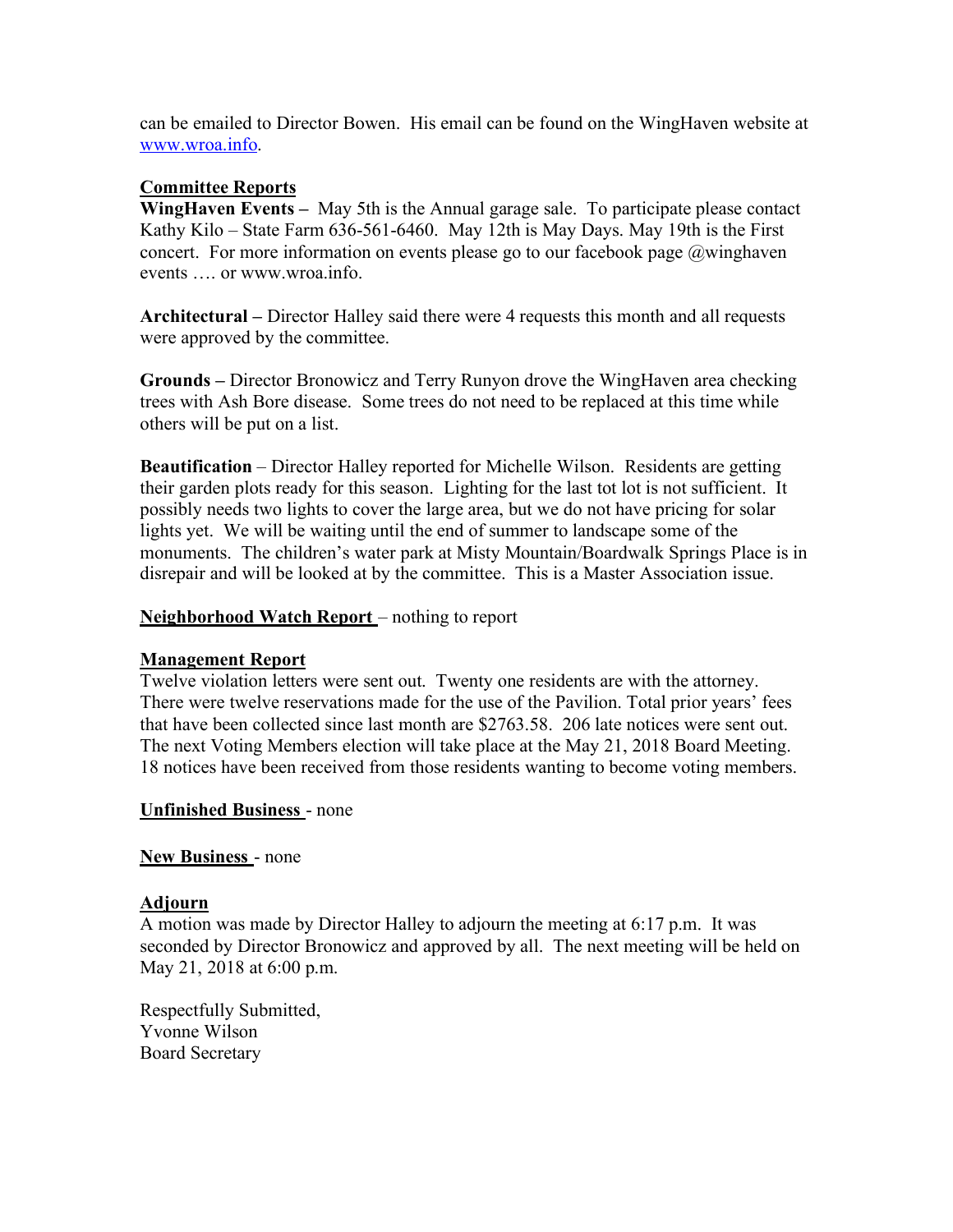can be emailed to Director Bowen. His email can be found on the WingHaven website at [www.wroa.info](http://www.wroa.info).

**<u>Committee Reports</u>**

**WingHaven Events –** May 5th is the Annual garage sale. To participate please contact Kathy Kilo – State Farm 636-561-6460. May 12th is May Days. May 19th is the First concert. For more information on events please go to our facebook page @winghaven events …. or www.wroa.info.

**Architectural –** Director Halley said there were 4 requests this month and all requests were approved by the committee.

**Grounds –** Director Bronowicz and Terry Runyon drove the WingHaven area checking trees with Ash Bore disease. Some trees do not need to be replaced at this time while others will be put on a list.

**Beautification** – Director Halley reported for Michelle Wilson. Residents are getting their garden plots ready for this season. Lighting for the last tot lot is not sufficient. It possibly needs two lights to cover the large area, but we do not have pricing for solar lights yet. We will be waiting until the end of summer to landscape some of the monuments. The children's water park at Misty Mountain/Boardwalk Springs Place is in disrepair and will be looked at by the committee. This is a Master Association issue.

**<u>Neighborhood Watch Report</u>** – nothing to report

**<u>Management Report</u>**

Twelve violation letters were sent out. Twenty one residents are with the attorney. There were twelve reservations made for the use of the Pavilion. Total prior years' fees that have been collected since last month are $2763.58. 206 late notices were sent out. The next Voting Members election will take place at the May 21, 2018 Board Meeting. 18 notices have been received from those residents wanting to become voting members.

**<u>Unfinished Business</u>** - none

**<u>New Business</u>** - none

**<u>Adjourn</u>**

A motion was made by Director Halley to adjourn the meeting at 6:17 p.m. It was seconded by Director Bronowicz and approved by all. The next meeting will be held on May 21, 2018 at 6:00 p.m.

Respectfully Submitted,
Yvonne Wilson
Board Secretary